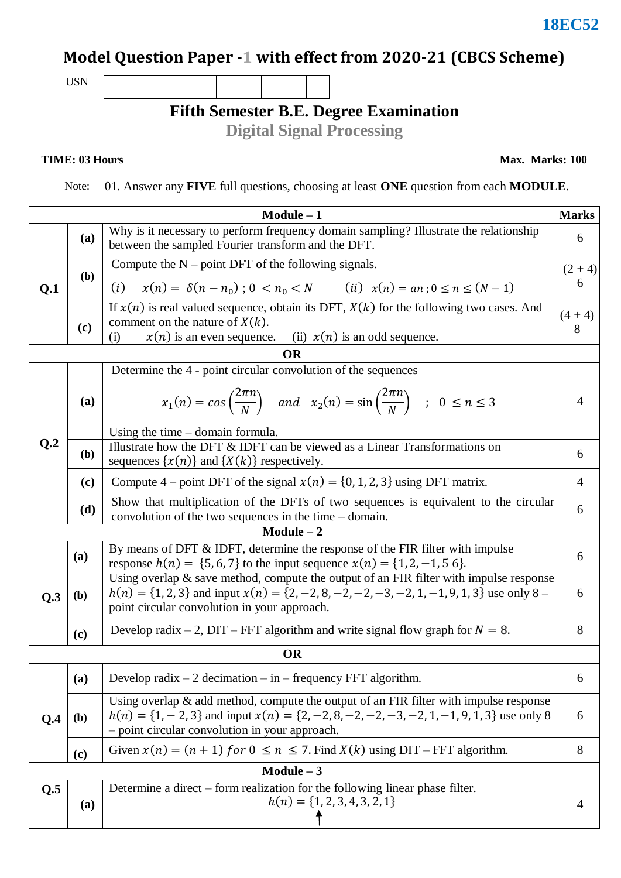18EC52

# Model Question Paper -1 with effect from 2020-21 (CBCS Scheme)

USN | | | | | | | | | | |

## Fifth Semester B.E. Degree Examination
## Digital Signal Processing

**TIME: 03 Hours** **Max. Marks: 100**

Note: 01. Answer any **FIVE** full questions, choosing at least **ONE** question from each **MODULE**.

| | | **Module – 1** | **Marks** |
|---|---|---|---|
| **Q.1** | **(a)** | Why is it necessary to perform frequency domain sampling? Illustrate the relationship between the sampled Fourier transform and the DFT. | 6 |
| | **(b)** | Compute the N – point DFT of the following signals. (i) $x(n) = \delta(n - n_0)\,;\, 0 < n_0 < N$ (ii) $x(n) = an\,;\, 0 \le n \le (N-1)$ | (2 + 4) 6 |
| | **(c)** | If $x(n)$ is real valued sequence, obtain its DFT, $X(k)$ for the following two cases. And comment on the nature of $X(k)$. (i) $x(n)$ is an even sequence. (ii) $x(n)$ is an odd sequence. | (4 + 4) 8 |
| | | **OR** | |
| **Q.2** | **(a)** | Determine the 4 - point circular convolution of the sequences $$x_1(n) = cos\left(\frac{2\pi n}{N}\right) \quad and \quad x_2(n) = \sin\left(\frac{2\pi n}{N}\right) \quad ; \quad 0 \le n \le 3$$ Using the time – domain formula. | 4 |
| | **(b)** | Illustrate how the DFT & IDFT can be viewed as a Linear Transformations on sequences $\{x(n)\}$ and $\{X(k)\}$ respectively. | 6 |
| | **(c)** | Compute 4 – point DFT of the signal $x(n) = \{0, 1, 2, 3\}$ using DFT matrix. | 4 |
| | **(d)** | Show that multiplication of the DFTs of two sequences is equivalent to the circular convolution of the two sequences in the time – domain. | 6 |
| | | **Module – 2** | |
| **Q.3** | **(a)** | By means of DFT & IDFT, determine the response of the FIR filter with impulse response $h(n) = \{5, 6, 7\}$ to the input sequence $x(n) = \{1, 2, -1, 5\ 6\}$. | 6 |
| | **(b)** | Using overlap & save method, compute the output of an FIR filter with impulse response $h(n) = \{1, 2, 3\}$ and input $x(n) = \{2, -2, 8, -2, -2, -3, -2, 1, -1, 9, 1, 3\}$ use only 8 – point circular convolution in your approach. | 6 |
| | **(c)** | Develop radix – 2, DIT – FFT algorithm and write signal flow graph for $N = 8$. | 8 |
| | | **OR** | |
| **Q.4** | **(a)** | Develop radix – 2 decimation – in – frequency FFT algorithm. | 6 |
| | **(b)** | Using overlap & add method, compute the output of an FIR filter with impulse response $h(n) = \{1, -2, 3\}$ and input $x(n) = \{2, -2, 8, -2, -2, -3, -2, 1, -1, 9, 1, 3\}$ use only 8 – point circular convolution in your approach. | 6 |
| | **(c)** | Given $x(n) = (n + 1)\ for\ 0 \le n \le 7$. Find $X(k)$ using DIT – FFT algorithm. | 8 |
| | | **Module – 3** | |
| **Q.5** | **(a)** | Determine a direct – form realization for the following linear phase filter. $$h(n) = \{1, 2, 3, 4, 3, 2, 1\}$$ (↑ under the first element) | 4 |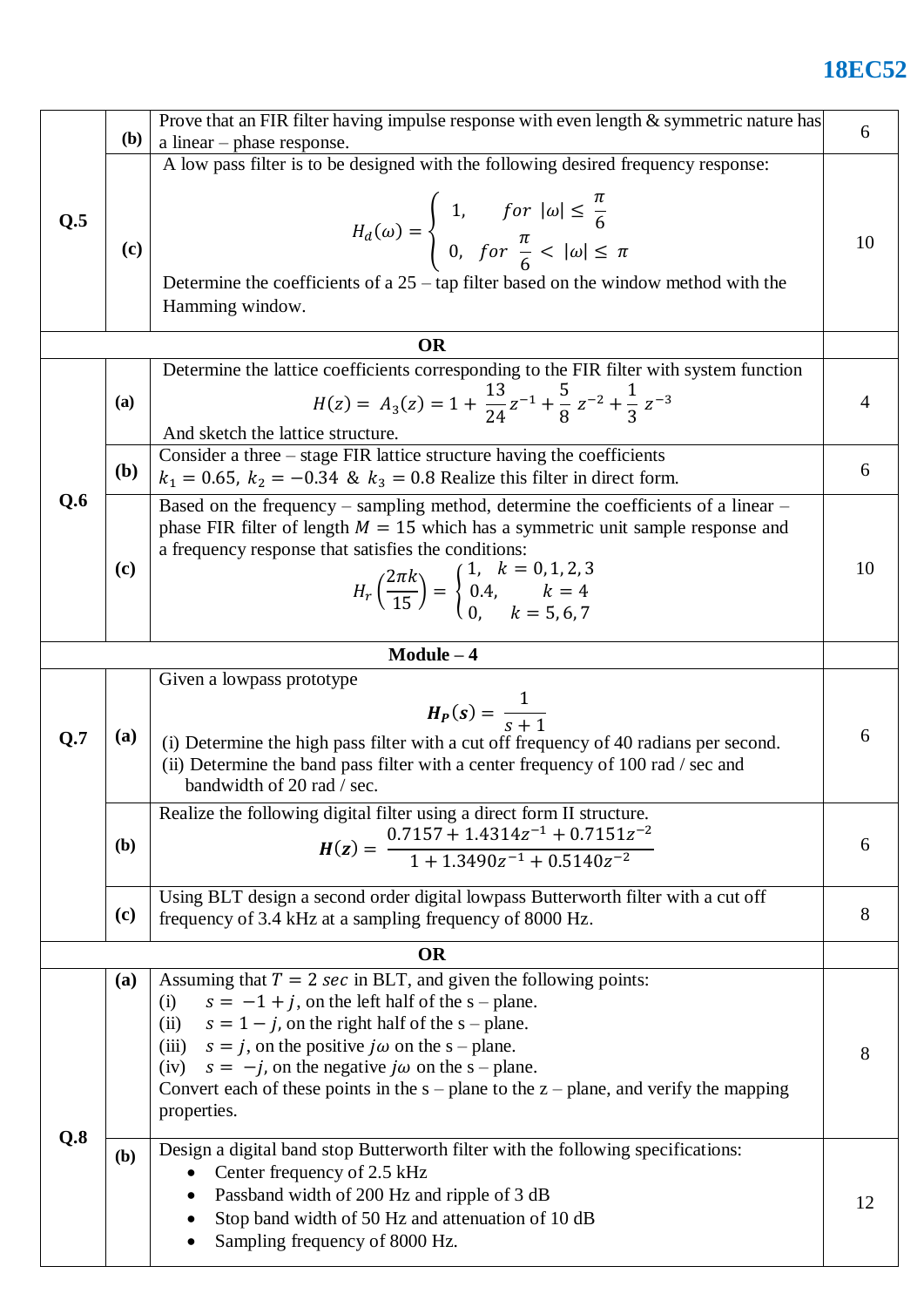| | | | |
|---|---|---|---|
| **Q.5** | **(b)** | Prove that an FIR filter having impulse response with even length & symmetric nature has a linear – phase response. | 6 |
| | **(c)** | A low pass filter is to be designed with the following desired frequency response: $$H_d(\omega) = \begin{cases} 1, & for\ \lvert\omega\rvert \le \frac{\pi}{6} \\ 0, & for\ \frac{\pi}{6} < \lvert\omega\rvert \le \pi \end{cases}$$ Determine the coefficients of a 25 – tap filter based on the window method with the Hamming window. | 10 |
| | | **OR** | |
| **Q.6** | **(a)** | Determine the lattice coefficients corresponding to the FIR filter with system function $$H(z) = A_3(z) = 1 + \frac{13}{24}z^{-1} + \frac{5}{8}z^{-2} + \frac{1}{3}z^{-3}$$ And sketch the lattice structure. | 4 |
| | **(b)** | Consider a three – stage FIR lattice structure having the coefficients $k_1 = 0.65,\ k_2 = -0.34\ \&\ k_3 = 0.8$ Realize this filter in direct form. | 6 |
| | **(c)** | Based on the frequency – sampling method, determine the coefficients of a linear – phase FIR filter of length $M = 15$ which has a symmetric unit sample response and a frequency response that satisfies the conditions: $$H_r\left(\frac{2\pi k}{15}\right) = \begin{cases} 1, & k = 0, 1, 2, 3 \\ 0.4, & k = 4 \\ 0, & k = 5, 6, 7 \end{cases}$$ | 10 |
| | | **Module – 4** | |
| **Q.7** | **(a)** | Given a lowpass prototype $$\boldsymbol{H_P(s)} = \frac{1}{s+1}$$ (i) Determine the high pass filter with a cut off frequency of 40 radians per second. (ii) Determine the band pass filter with a center frequency of 100 rad / sec and bandwidth of 20 rad / sec. | 6 |
| | **(b)** | Realize the following digital filter using a direct form II structure. $$\boldsymbol{H(z)} = \frac{0.7157 + 1.4314z^{-1} + 0.7151z^{-2}}{1 + 1.3490z^{-1} + 0.5140z^{-2}}$$ | 6 |
| | **(c)** | Using BLT design a second order digital lowpass Butterworth filter with a cut off frequency of 3.4 kHz at a sampling frequency of 8000 Hz. | 8 |
| | | **OR** | |
| **Q.8** | **(a)** | Assuming that $T = 2\ sec$ in BLT, and given the following points: (i) $s = -1 + j$, on the left half of the s – plane. (ii) $s = 1 - j$, on the right half of the s – plane. (iii) $s = j$, on the positive $j\omega$ on the s – plane. (iv) $s = -j$, on the negative $j\omega$ on the s – plane. Convert each of these points in the s – plane to the z – plane, and verify the mapping properties. | 8 |
| | **(b)** | Design a digital band stop Butterworth filter with the following specifications: • Center frequency of 2.5 kHz • Passband width of 200 Hz and ripple of 3 dB • Stop band width of 50 Hz and attenuation of 10 dB • Sampling frequency of 8000 Hz. | 12 |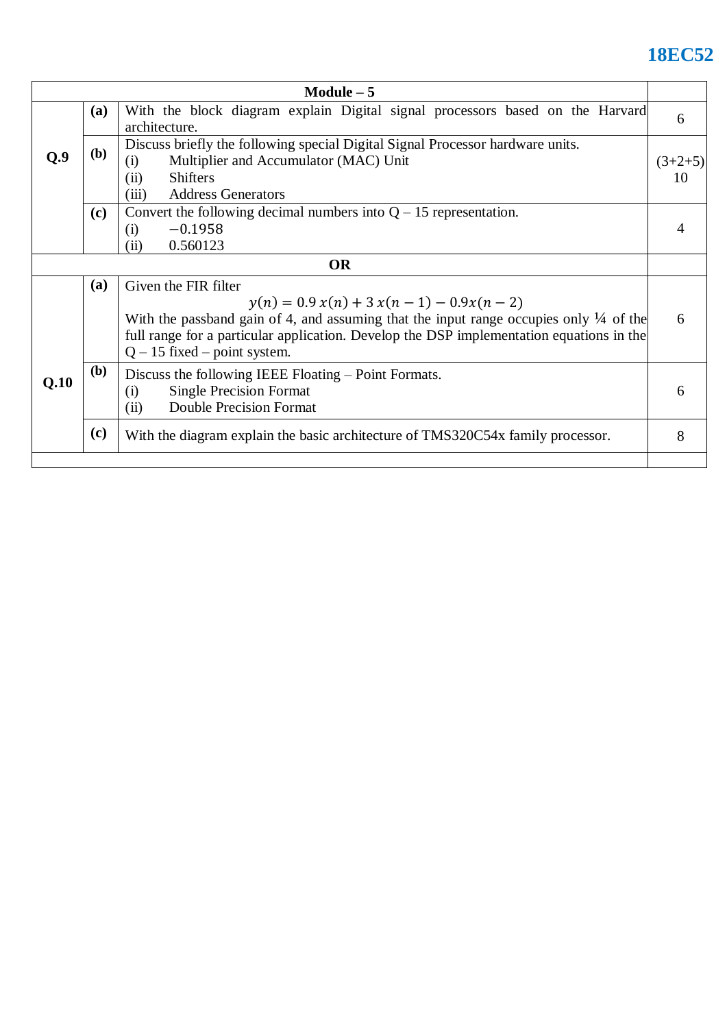| Module – 5 | | | |
|---|---|---|---|
| **Q.9** | **(a)** | With the block diagram explain Digital signal processors based on the Harvard architecture. | 6 |
| | **(b)** | Discuss briefly the following special Digital Signal Processor hardware units.<br>(i) Multiplier and Accumulator (MAC) Unit<br>(ii) Shifters<br>(iii) Address Generators | (3+2+5)<br>10 |
| | **(c)** | Convert the following decimal numbers into Q – 15 representation.<br>(i) $-0.1958$<br>(ii) 0.560123 | 4 |
| **OR** | | | |
| **Q.10** | **(a)** | Given the FIR filter<br>$y(n) = 0.9\,x(n) + 3\,x(n-1) - 0.9x(n-2)$<br>With the passband gain of 4, and assuming that the input range occupies only ¼ of the full range for a particular application. Develop the DSP implementation equations in the Q – 15 fixed – point system. | 6 |
| | **(b)** | Discuss the following IEEE Floating – Point Formats.<br>(i) Single Precision Format<br>(ii) Double Precision Format | 6 |
| | **(c)** | With the diagram explain the basic architecture of TMS320C54x family processor. | 8 |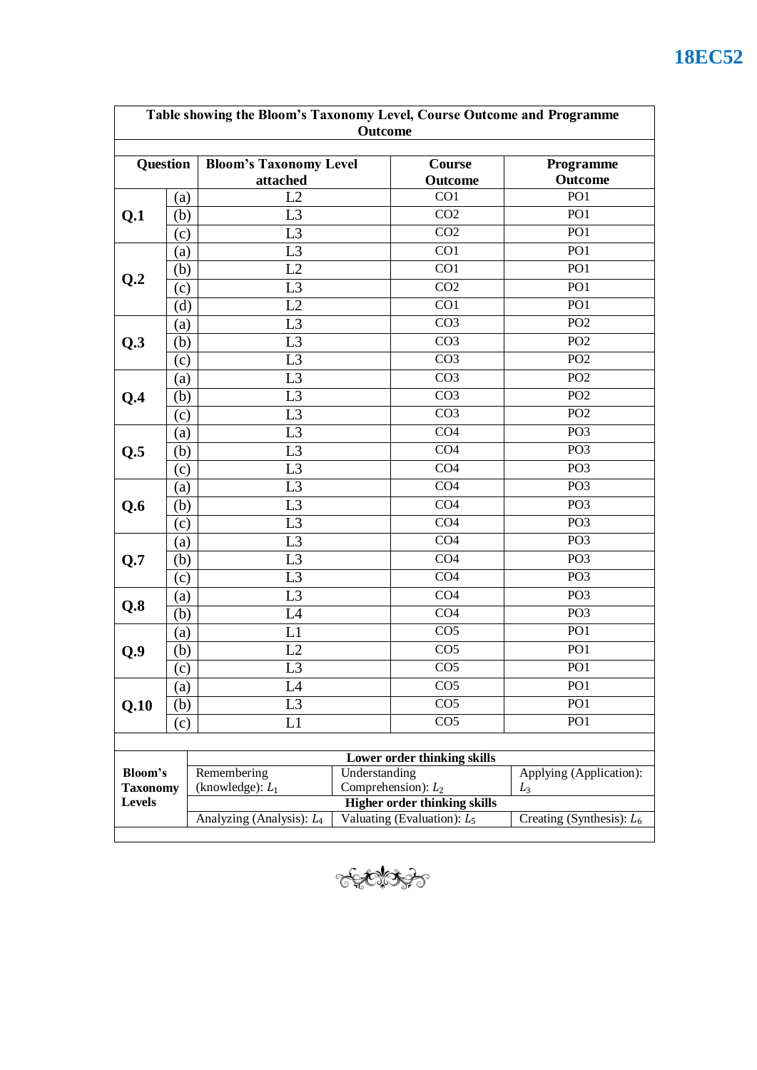**Table showing the Bloom's Taxonomy Level, Course Outcome and Programme Outcome**

| Question | | Bloom's Taxonomy Level attached | Course Outcome | Programme Outcome |
|---|---|---|---|---|
| **Q.1** | (a) | L2 | CO1 | PO1 |
| | (b) | L3 | CO2 | PO1 |
| | (c) | L3 | CO2 | PO1 |
| **Q.2** | (a) | L3 | CO1 | PO1 |
| | (b) | L2 | CO1 | PO1 |
| | (c) | L3 | CO2 | PO1 |
| | (d) | L2 | CO1 | PO1 |
| **Q.3** | (a) | L3 | CO3 | PO2 |
| | (b) | L3 | CO3 | PO2 |
| | (c) | L3 | CO3 | PO2 |
| **Q.4** | (a) | L3 | CO3 | PO2 |
| | (b) | L3 | CO3 | PO2 |
| | (c) | L3 | CO3 | PO2 |
| **Q.5** | (a) | L3 | CO4 | PO3 |
| | (b) | L3 | CO4 | PO3 |
| | (c) | L3 | CO4 | PO3 |
| **Q.6** | (a) | L3 | CO4 | PO3 |
| | (b) | L3 | CO4 | PO3 |
| | (c) | L3 | CO4 | PO3 |
| **Q.7** | (a) | L3 | CO4 | PO3 |
| | (b) | L3 | CO4 | PO3 |
| | (c) | L3 | CO4 | PO3 |
| **Q.8** | (a) | L3 | CO4 | PO3 |
| | (b) | L4 | CO4 | PO3 |
| **Q.9** | (a) | L1 | CO5 | PO1 |
| | (b) | L2 | CO5 | PO1 |
| | (c) | L3 | CO5 | PO1 |
| **Q.10** | (a) | L4 | CO5 | PO1 |
| | (b) | L3 | CO5 | PO1 |
| | (c) | L1 | CO5 | PO1 |

| | | | |
|---|---|---|---|
| **Bloom's Taxonomy Levels** | **Lower order thinking skills** | | |
| | Remembering (knowledge): $L_1$ | Understanding Comprehension): $L_2$ | Applying (Application): $L_3$ |
| | **Higher order thinking skills** | | |
| | Analyzing (Analysis): $L_4$ | Valuating (Evaluation): $L_5$ | Creating (Synthesis): $L_6$ |